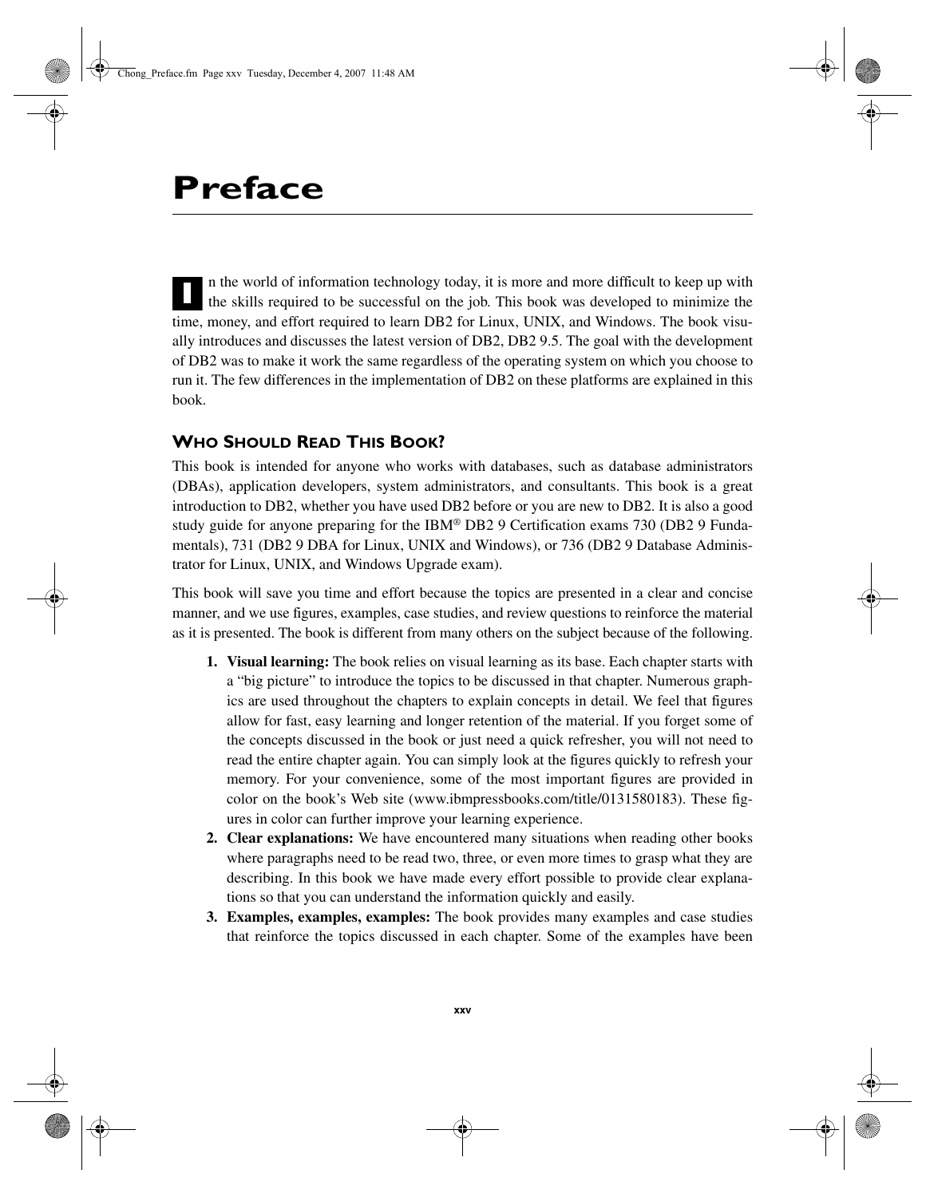# Preface

In the world of information technology today, it is more and more difficult to keep up with the skills required to be successful on the job. This book was developed to minimize the time, money, and effort required to learn DB2 for Linux, UNIX, and Windows. The book visually introduces and discusses the latest version of DB2, DB2 9.5. The goal with the development of DB2 was to make it work the same regardless of the operating system on which you choose to run it. The few differences in the implementation of DB2 on these platforms are explained in this book.

## WHO SHOULD READ THIS BOOK?

This book is intended for anyone who works with databases, such as database administrators (DBAs), application developers, system administrators, and consultants. This book is a great introduction to DB2, whether you have used DB2 before or you are new to DB2. It is also a good study guide for anyone preparing for the IBM® DB2 9 Certification exams 730 (DB2 9 Fundamentals), 731 (DB2 9 DBA for Linux, UNIX and Windows), or 736 (DB2 9 Database Administrator for Linux, UNIX, and Windows Upgrade exam).

This book will save you time and effort because the topics are presented in a clear and concise manner, and we use figures, examples, case studies, and review questions to reinforce the material as it is presented. The book is different from many others on the subject because of the following.

1. **Visual learning:** The book relies on visual learning as its base. Each chapter starts with a "big picture" to introduce the topics to be discussed in that chapter. Numerous graphics are used throughout the chapters to explain concepts in detail. We feel that figures allow for fast, easy learning and longer retention of the material. If you forget some of the concepts discussed in the book or just need a quick refresher, you will not need to read the entire chapter again. You can simply look at the figures quickly to refresh your memory. For your convenience, some of the most important figures are provided in color on the book's Web site (www.ibmpressbooks.com/title/0131580183). These figures in color can further improve your learning experience.
2. **Clear explanations:** We have encountered many situations when reading other books where paragraphs need to be read two, three, or even more times to grasp what they are describing. In this book we have made every effort possible to provide clear explanations so that you can understand the information quickly and easily.
3. **Examples, examples, examples:** The book provides many examples and case studies that reinforce the topics discussed in each chapter. Some of the examples have been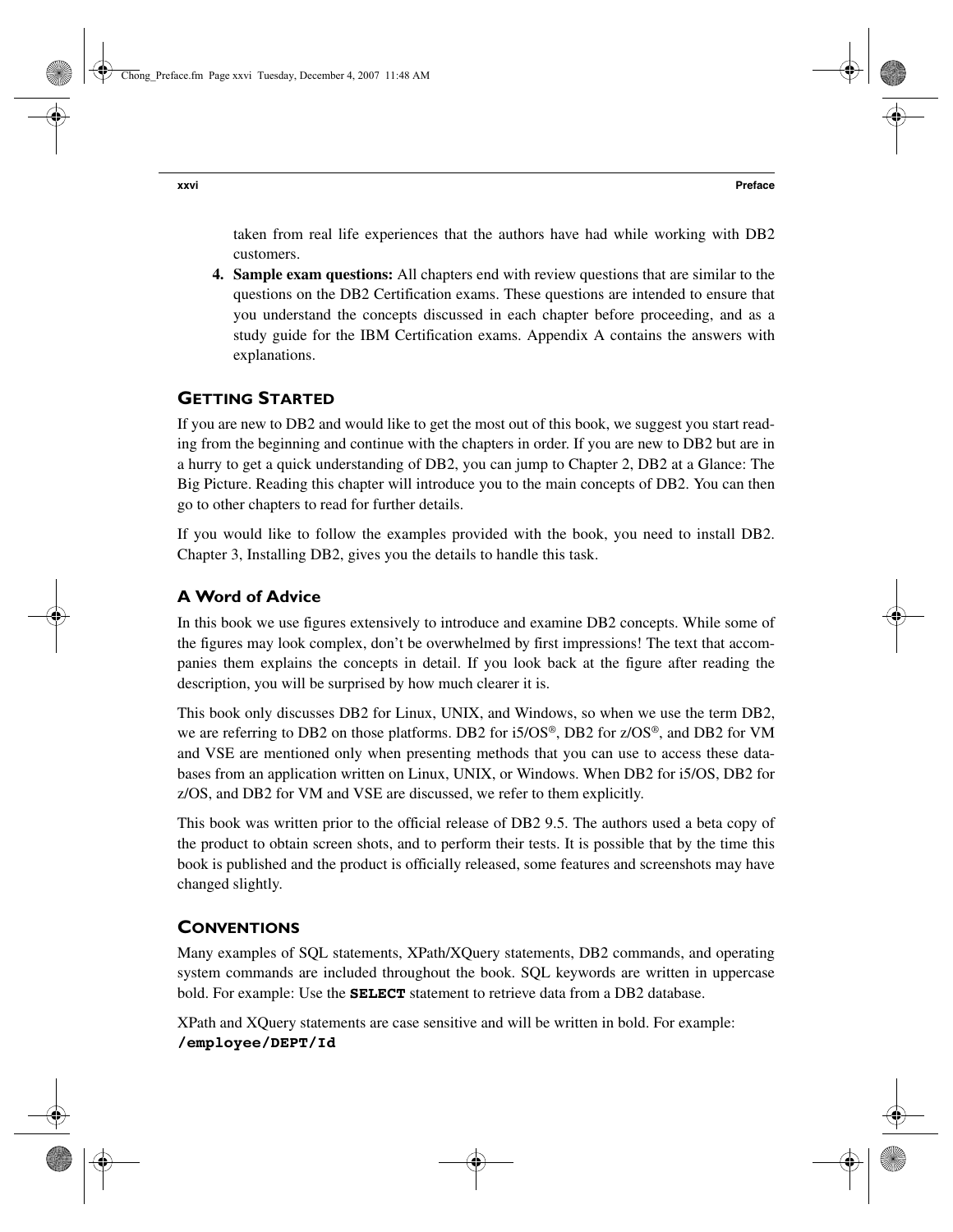taken from real life experiences that the authors have had while working with DB2 customers.

4. **Sample exam questions:** All chapters end with review questions that are similar to the questions on the DB2 Certification exams. These questions are intended to ensure that you understand the concepts discussed in each chapter before proceeding, and as a study guide for the IBM Certification exams. Appendix A contains the answers with explanations.

## GETTING STARTED

If you are new to DB2 and would like to get the most out of this book, we suggest you start reading from the beginning and continue with the chapters in order. If you are new to DB2 but are in a hurry to get a quick understanding of DB2, you can jump to Chapter 2, DB2 at a Glance: The Big Picture. Reading this chapter will introduce you to the main concepts of DB2. You can then go to other chapters to read for further details.

If you would like to follow the examples provided with the book, you need to install DB2. Chapter 3, Installing DB2, gives you the details to handle this task.

### A Word of Advice

In this book we use figures extensively to introduce and examine DB2 concepts. While some of the figures may look complex, don't be overwhelmed by first impressions! The text that accompanies them explains the concepts in detail. If you look back at the figure after reading the description, you will be surprised by how much clearer it is.

This book only discusses DB2 for Linux, UNIX, and Windows, so when we use the term DB2, we are referring to DB2 on those platforms. DB2 for i5/OS®, DB2 for z/OS®, and DB2 for VM and VSE are mentioned only when presenting methods that you can use to access these databases from an application written on Linux, UNIX, or Windows. When DB2 for i5/OS, DB2 for z/OS, and DB2 for VM and VSE are discussed, we refer to them explicitly.

This book was written prior to the official release of DB2 9.5. The authors used a beta copy of the product to obtain screen shots, and to perform their tests. It is possible that by the time this book is published and the product is officially released, some features and screenshots may have changed slightly.

## CONVENTIONS

Many examples of SQL statements, XPath/XQuery statements, DB2 commands, and operating system commands are included throughout the book. SQL keywords are written in uppercase bold. For example: Use the **`SELECT`** statement to retrieve data from a DB2 database.

XPath and XQuery statements are case sensitive and will be written in bold. For example:
**`/employee/DEPT/Id`**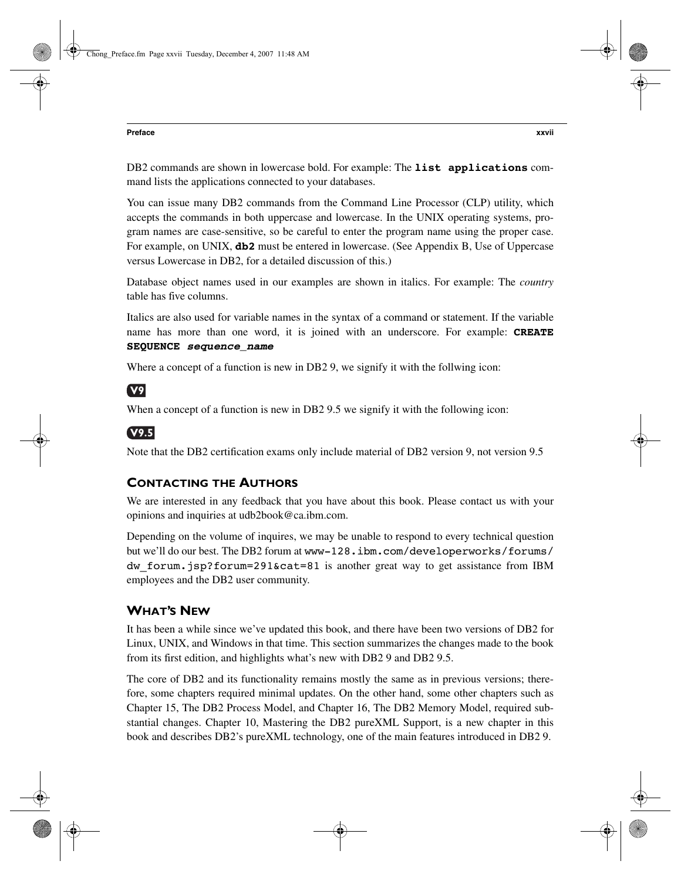DB2 commands are shown in lowercase bold. For example: The **list applications** command lists the applications connected to your databases.

You can issue many DB2 commands from the Command Line Processor (CLP) utility, which accepts the commands in both uppercase and lowercase. In the UNIX operating systems, program names are case-sensitive, so be careful to enter the program name using the proper case. For example, on UNIX, **db2** must be entered in lowercase. (See Appendix B, Use of Uppercase versus Lowercase in DB2, for a detailed discussion of this.)

Database object names used in our examples are shown in italics. For example: The *country* table has five columns.

Italics are also used for variable names in the syntax of a command or statement. If the variable name has more than one word, it is joined with an underscore. For example: **CREATE SEQUENCE *sequence_name***

Where a concept of a function is new in DB2 9, we signify it with the follwing icon:

V9

When a concept of a function is new in DB2 9.5 we signify it with the following icon:

V9.5

Note that the DB2 certification exams only include material of DB2 version 9, not version 9.5

## Contacting the Authors

We are interested in any feedback that you have about this book. Please contact us with your opinions and inquiries at udb2book@ca.ibm.com.

Depending on the volume of inquires, we may be unable to respond to every technical question but we'll do our best. The DB2 forum at `www-128.ibm.com/developerworks/forums/dw_forum.jsp?forum=291&cat=81` is another great way to get assistance from IBM employees and the DB2 user community.

## What's New

It has been a while since we've updated this book, and there have been two versions of DB2 for Linux, UNIX, and Windows in that time. This section summarizes the changes made to the book from its first edition, and highlights what's new with DB2 9 and DB2 9.5.

The core of DB2 and its functionality remains mostly the same as in previous versions; therefore, some chapters required minimal updates. On the other hand, some other chapters such as Chapter 15, The DB2 Process Model, and Chapter 16, The DB2 Memory Model, required substantial changes. Chapter 10, Mastering the DB2 pureXML Support, is a new chapter in this book and describes DB2's pureXML technology, one of the main features introduced in DB2 9.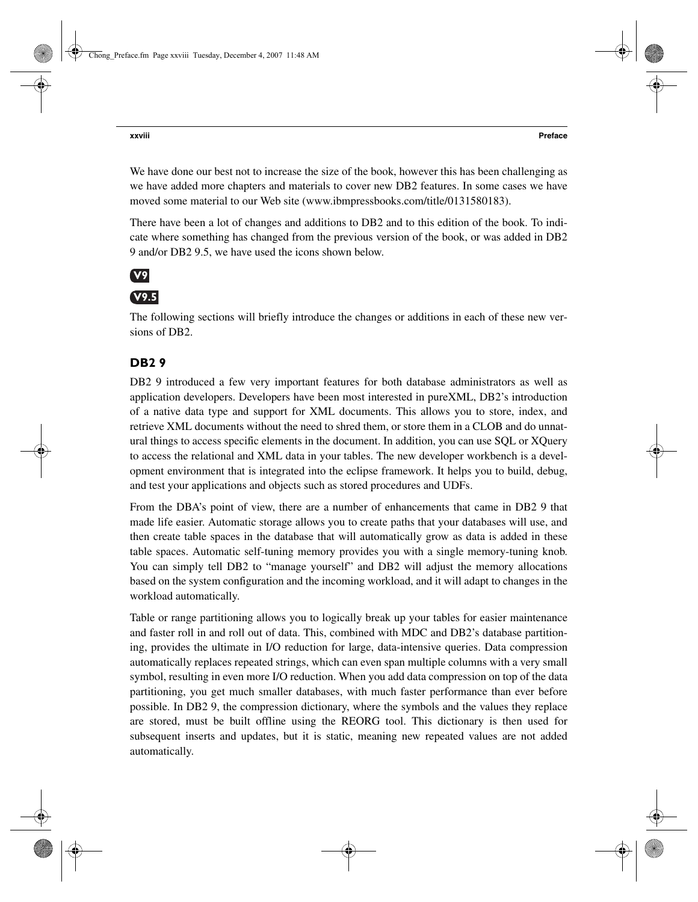We have done our best not to increase the size of the book, however this has been challenging as we have added more chapters and materials to cover new DB2 features. In some cases we have moved some material to our Web site (www.ibmpressbooks.com/title/0131580183).

There have been a lot of changes and additions to DB2 and to this edition of the book. To indicate where something has changed from the previous version of the book, or was added in DB2 9 and/or DB2 9.5, we have used the icons shown below.

**V9**

**V9.5**

The following sections will briefly introduce the changes or additions in each of these new versions of DB2.

## DB2 9

DB2 9 introduced a few very important features for both database administrators as well as application developers. Developers have been most interested in pureXML, DB2's introduction of a native data type and support for XML documents. This allows you to store, index, and retrieve XML documents without the need to shred them, or store them in a CLOB and do unnatural things to access specific elements in the document. In addition, you can use SQL or XQuery to access the relational and XML data in your tables. The new developer workbench is a development environment that is integrated into the eclipse framework. It helps you to build, debug, and test your applications and objects such as stored procedures and UDFs.

From the DBA's point of view, there are a number of enhancements that came in DB2 9 that made life easier. Automatic storage allows you to create paths that your databases will use, and then create table spaces in the database that will automatically grow as data is added in these table spaces. Automatic self-tuning memory provides you with a single memory-tuning knob. You can simply tell DB2 to "manage yourself" and DB2 will adjust the memory allocations based on the system configuration and the incoming workload, and it will adapt to changes in the workload automatically.

Table or range partitioning allows you to logically break up your tables for easier maintenance and faster roll in and roll out of data. This, combined with MDC and DB2's database partitioning, provides the ultimate in I/O reduction for large, data-intensive queries. Data compression automatically replaces repeated strings, which can even span multiple columns with a very small symbol, resulting in even more I/O reduction. When you add data compression on top of the data partitioning, you get much smaller databases, with much faster performance than ever before possible. In DB2 9, the compression dictionary, where the symbols and the values they replace are stored, must be built offline using the REORG tool. This dictionary is then used for subsequent inserts and updates, but it is static, meaning new repeated values are not added automatically.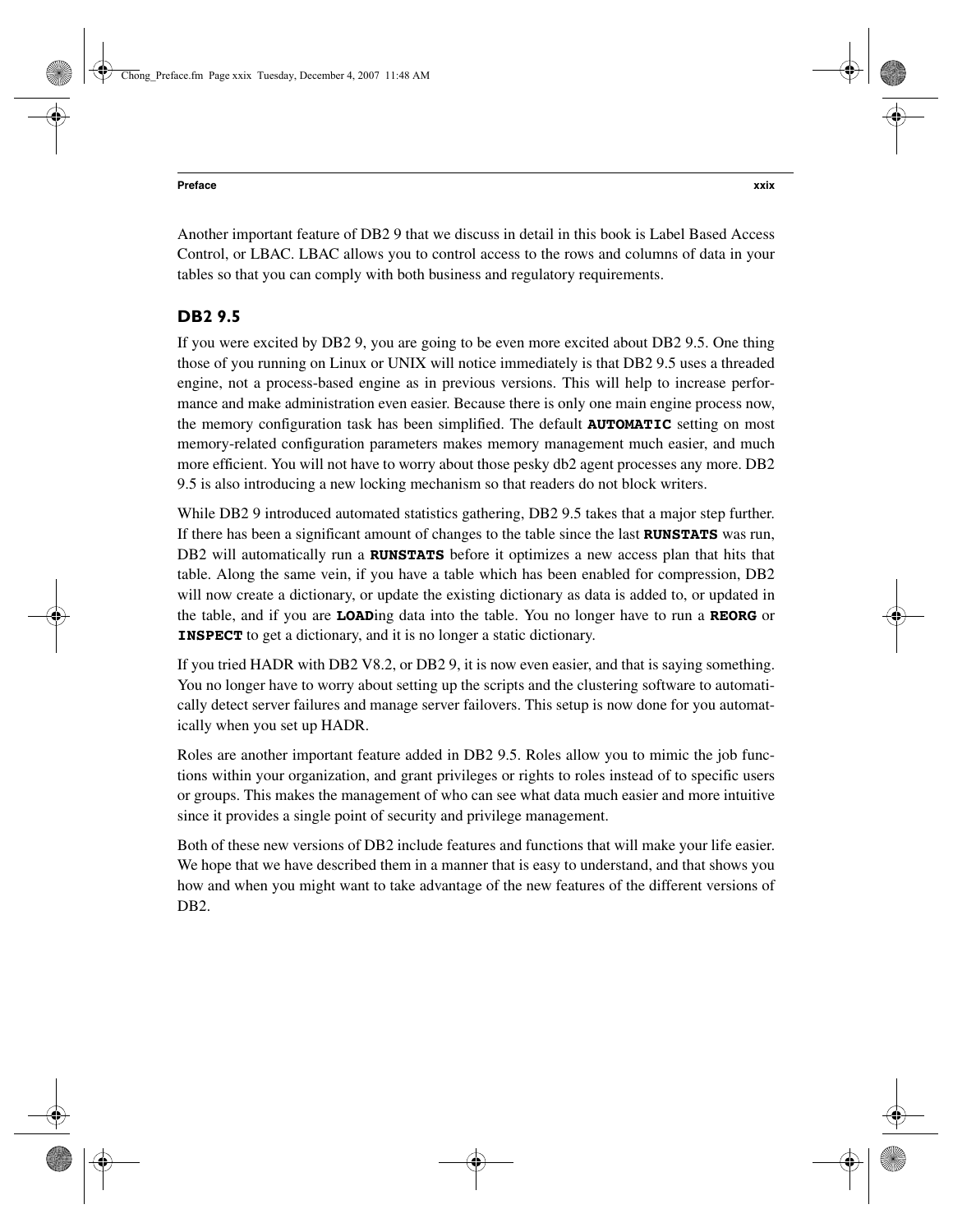Another important feature of DB2 9 that we discuss in detail in this book is Label Based Access Control, or LBAC. LBAC allows you to control access to the rows and columns of data in your tables so that you can comply with both business and regulatory requirements.

## DB2 9.5

If you were excited by DB2 9, you are going to be even more excited about DB2 9.5. One thing those of you running on Linux or UNIX will notice immediately is that DB2 9.5 uses a threaded engine, not a process-based engine as in previous versions. This will help to increase performance and make administration even easier. Because there is only one main engine process now, the memory configuration task has been simplified. The default **AUTOMATIC** setting on most memory-related configuration parameters makes memory management much easier, and much more efficient. You will not have to worry about those pesky db2 agent processes any more. DB2 9.5 is also introducing a new locking mechanism so that readers do not block writers.

While DB2 9 introduced automated statistics gathering, DB2 9.5 takes that a major step further. If there has been a significant amount of changes to the table since the last **RUNSTATS** was run, DB2 will automatically run a **RUNSTATS** before it optimizes a new access plan that hits that table. Along the same vein, if you have a table which has been enabled for compression, DB2 will now create a dictionary, or update the existing dictionary as data is added to, or updated in the table, and if you are **LOAD**ing data into the table. You no longer have to run a **REORG** or **INSPECT** to get a dictionary, and it is no longer a static dictionary.

If you tried HADR with DB2 V8.2, or DB2 9, it is now even easier, and that is saying something. You no longer have to worry about setting up the scripts and the clustering software to automatically detect server failures and manage server failovers. This setup is now done for you automatically when you set up HADR.

Roles are another important feature added in DB2 9.5. Roles allow you to mimic the job functions within your organization, and grant privileges or rights to roles instead of to specific users or groups. This makes the management of who can see what data much easier and more intuitive since it provides a single point of security and privilege management.

Both of these new versions of DB2 include features and functions that will make your life easier. We hope that we have described them in a manner that is easy to understand, and that shows you how and when you might want to take advantage of the new features of the different versions of DB2.